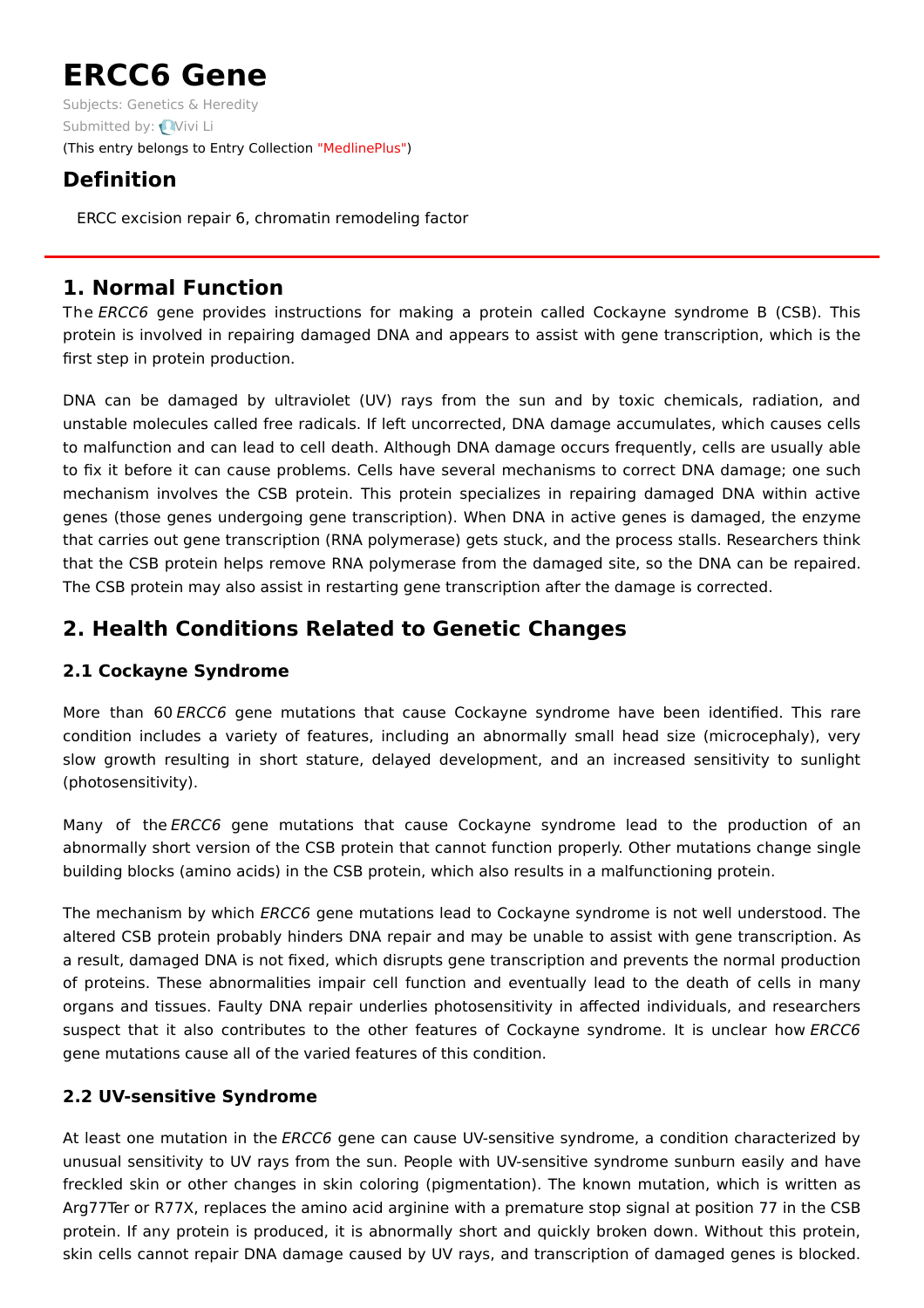# ERCC6 Gene

Subjects: Genetics & Heredity

Submitted by: Vivi Li

(This entry belongs to Entry Collection "MedlinePlus")

## Definition

ERCC excision repair 6, chromatin remodeling factor

## 1. Normal Function

The *ERCC6* gene provides instructions for making a protein called Cockayne syndrome B (CSB). This protein is involved in repairing damaged DNA and appears to assist with gene transcription, which is the first step in protein production.

DNA can be damaged by ultraviolet (UV) rays from the sun and by toxic chemicals, radiation, and unstable molecules called free radicals. If left uncorrected, DNA damage accumulates, which causes cells to malfunction and can lead to cell death. Although DNA damage occurs frequently, cells are usually able to fix it before it can cause problems. Cells have several mechanisms to correct DNA damage; one such mechanism involves the CSB protein. This protein specializes in repairing damaged DNA within active genes (those genes undergoing gene transcription). When DNA in active genes is damaged, the enzyme that carries out gene transcription (RNA polymerase) gets stuck, and the process stalls. Researchers think that the CSB protein helps remove RNA polymerase from the damaged site, so the DNA can be repaired. The CSB protein may also assist in restarting gene transcription after the damage is corrected.

## 2. Health Conditions Related to Genetic Changes

### 2.1 Cockayne Syndrome

More than 60 *ERCC6* gene mutations that cause Cockayne syndrome have been identified. This rare condition includes a variety of features, including an abnormally small head size (microcephaly), very slow growth resulting in short stature, delayed development, and an increased sensitivity to sunlight (photosensitivity).

Many of the *ERCC6* gene mutations that cause Cockayne syndrome lead to the production of an abnormally short version of the CSB protein that cannot function properly. Other mutations change single building blocks (amino acids) in the CSB protein, which also results in a malfunctioning protein.

The mechanism by which *ERCC6* gene mutations lead to Cockayne syndrome is not well understood. The altered CSB protein probably hinders DNA repair and may be unable to assist with gene transcription. As a result, damaged DNA is not fixed, which disrupts gene transcription and prevents the normal production of proteins. These abnormalities impair cell function and eventually lead to the death of cells in many organs and tissues. Faulty DNA repair underlies photosensitivity in affected individuals, and researchers suspect that it also contributes to the other features of Cockayne syndrome. It is unclear how *ERCC6* gene mutations cause all of the varied features of this condition.

### 2.2 UV-sensitive Syndrome

At least one mutation in the *ERCC6* gene can cause UV-sensitive syndrome, a condition characterized by unusual sensitivity to UV rays from the sun. People with UV-sensitive syndrome sunburn easily and have freckled skin or other changes in skin coloring (pigmentation). The known mutation, which is written as Arg77Ter or R77X, replaces the amino acid arginine with a premature stop signal at position 77 in the CSB protein. If any protein is produced, it is abnormally short and quickly broken down. Without this protein, skin cells cannot repair DNA damage caused by UV rays, and transcription of damaged genes is blocked.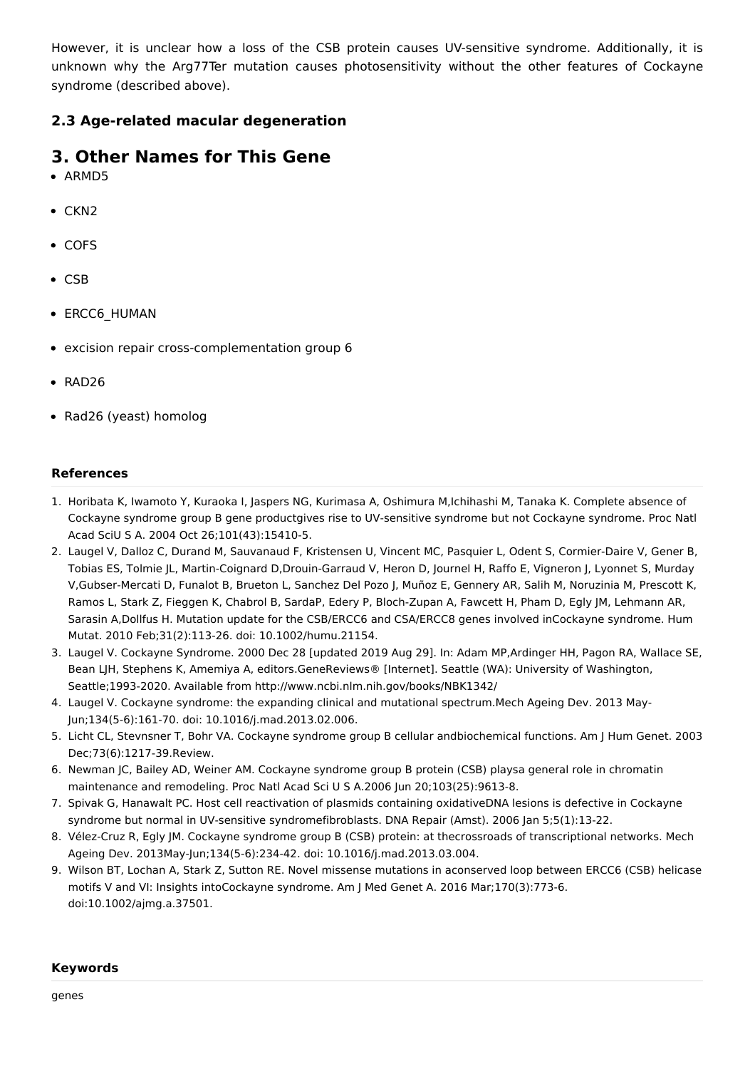However, it is unclear how a loss of the CSB protein causes UV-sensitive syndrome. Additionally, it is unknown why the Arg77Ter mutation causes photosensitivity without the other features of Cockayne syndrome (described above).

### 2.3 Age-related macular degeneration

## 3. Other Names for This Gene

- ARMD5
- CKN2
- COFS
- CSB
- ERCC6_HUMAN
- excision repair cross-complementation group 6
- RAD26
- Rad26 (yeast) homolog

#### References

1. Horibata K, Iwamoto Y, Kuraoka I, Jaspers NG, Kurimasa A, Oshimura M,Ichihashi M, Tanaka K. Complete absence of Cockayne syndrome group B gene productgives rise to UV-sensitive syndrome but not Cockayne syndrome. Proc Natl Acad SciU S A. 2004 Oct 26;101(43):15410-5.
2. Laugel V, Dalloz C, Durand M, Sauvanaud F, Kristensen U, Vincent MC, Pasquier L, Odent S, Cormier-Daire V, Gener B, Tobias ES, Tolmie JL, Martin-Coignard D,Drouin-Garraud V, Heron D, Journel H, Raffo E, Vigneron J, Lyonnet S, Murday V,Gubser-Mercati D, Funalot B, Brueton L, Sanchez Del Pozo J, Muñoz E, Gennery AR, Salih M, Noruzinia M, Prescott K, Ramos L, Stark Z, Fieggen K, Chabrol B, SardaP, Edery P, Bloch-Zupan A, Fawcett H, Pham D, Egly JM, Lehmann AR, Sarasin A,Dollfus H. Mutation update for the CSB/ERCC6 and CSA/ERCC8 genes involved inCockayne syndrome. Hum Mutat. 2010 Feb;31(2):113-26. doi: 10.1002/humu.21154.
3. Laugel V. Cockayne Syndrome. 2000 Dec 28 [updated 2019 Aug 29]. In: Adam MP,Ardinger HH, Pagon RA, Wallace SE, Bean LJH, Stephens K, Amemiya A, editors.GeneReviews® [Internet]. Seattle (WA): University of Washington, Seattle;1993-2020. Available from http://www.ncbi.nlm.nih.gov/books/NBK1342/
4. Laugel V. Cockayne syndrome: the expanding clinical and mutational spectrum.Mech Ageing Dev. 2013 May-Jun;134(5-6):161-70. doi: 10.1016/j.mad.2013.02.006.
5. Licht CL, Stevnsner T, Bohr VA. Cockayne syndrome group B cellular andbiochemical functions. Am J Hum Genet. 2003 Dec;73(6):1217-39.Review.
6. Newman JC, Bailey AD, Weiner AM. Cockayne syndrome group B protein (CSB) playsa general role in chromatin maintenance and remodeling. Proc Natl Acad Sci U S A.2006 Jun 20;103(25):9613-8.
7. Spivak G, Hanawalt PC. Host cell reactivation of plasmids containing oxidativeDNA lesions is defective in Cockayne syndrome but normal in UV-sensitive syndromefibroblasts. DNA Repair (Amst). 2006 Jan 5;5(1):13-22.
8. Vélez-Cruz R, Egly JM. Cockayne syndrome group B (CSB) protein: at thecrossroads of transcriptional networks. Mech Ageing Dev. 2013May-Jun;134(5-6):234-42. doi: 10.1016/j.mad.2013.03.004.
9. Wilson BT, Lochan A, Stark Z, Sutton RE. Novel missense mutations in aconserved loop between ERCC6 (CSB) helicase motifs V and VI: Insights intoCockayne syndrome. Am J Med Genet A. 2016 Mar;170(3):773-6. doi:10.1002/ajmg.a.37501.

#### Keywords

genes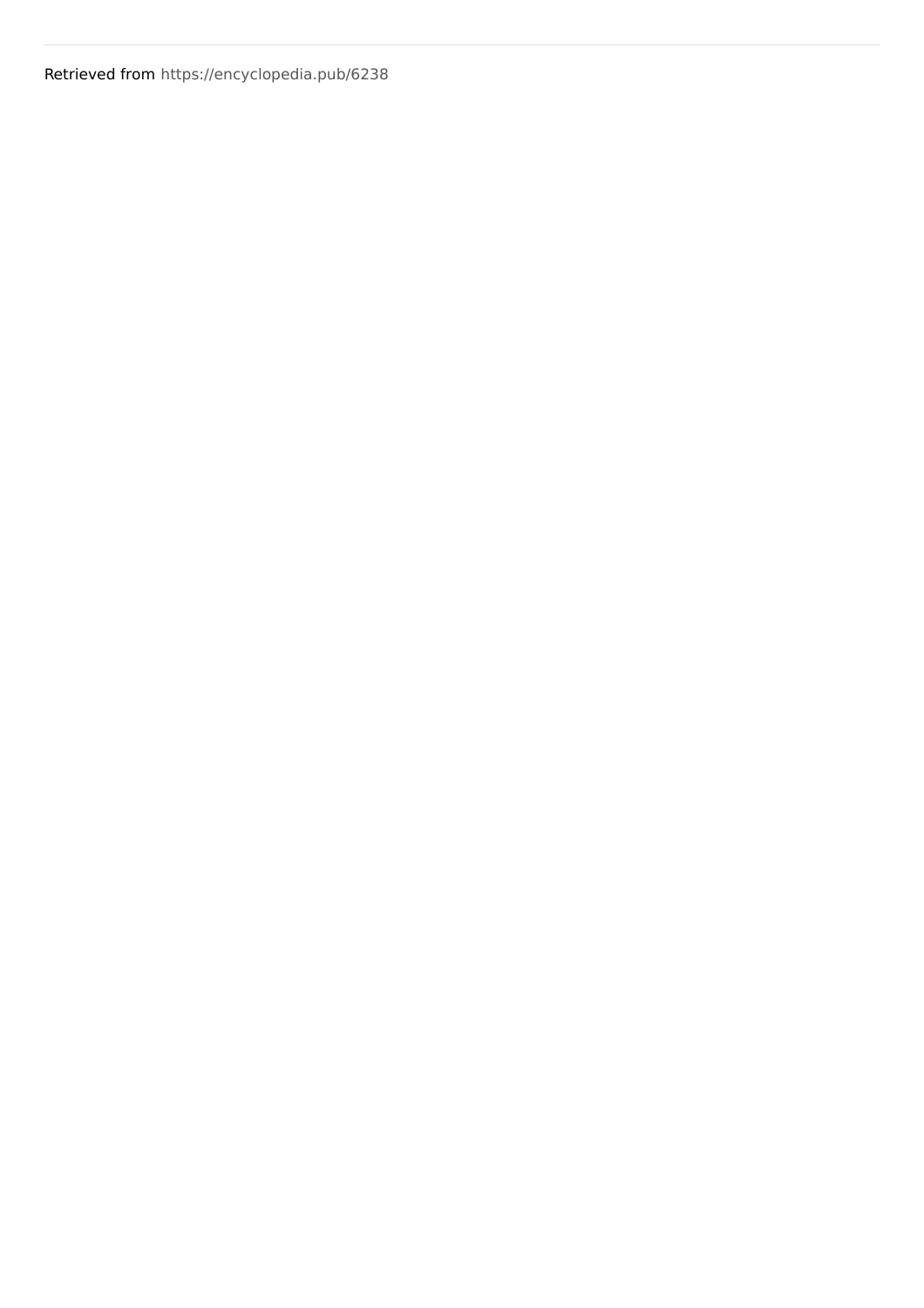Retrieved from https://encyclopedia.pub/6238